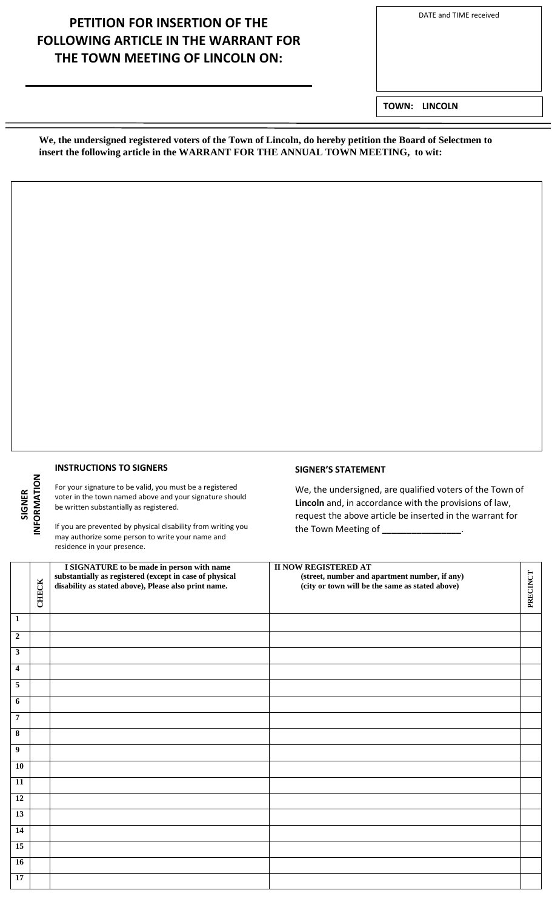# PETITION FOR INSERTION OF THE FOLLOWING ARTICLE IN THE WARRANT FOR THE TOWN MEETING OF LINCOLN ON:

______________________________

DATE and TIME received

**TOWN: LINCOLN**

---

**We, the undersigned registered voters of the Town of Lincoln, do hereby petition the Board of Selectmen to insert the following article in the WARRANT FOR THE ANNUAL TOWN MEETING, to wit:**

**SIGNER INFORMATION**

### INSTRUCTIONS TO SIGNERS

For your signature to be valid, you must be a registered voter in the town named above and your signature should be written substantially as registered.

If you are prevented by physical disability from writing you may authorize some person to write your name and residence in your presence.

### SIGNER'S STATEMENT

We, the undersigned, are qualified voters of the Town of **Lincoln** and, in accordance with the provisions of law, request the above article be inserted in the warrant for the Town Meeting of ________________.

| | CHECK | I SIGNATURE to be made in person with name substantially as registered (except in case of physical disability as stated above), Please also print name. | II NOW REGISTERED AT (street, number and apartment number, if any) (city or town will be the same as stated above) | PRECINCT |
|---|---|---|---|---|
| 1 | | | | |
| 2 | | | | |
| 3 | | | | |
| 4 | | | | |
| 5 | | | | |
| 6 | | | | |
| 7 | | | | |
| 8 | | | | |
| 9 | | | | |
| 10 | | | | |
| 11 | | | | |
| 12 | | | | |
| 13 | | | | |
| 14 | | | | |
| 15 | | | | |
| 16 | | | | |
| 17 | | | | |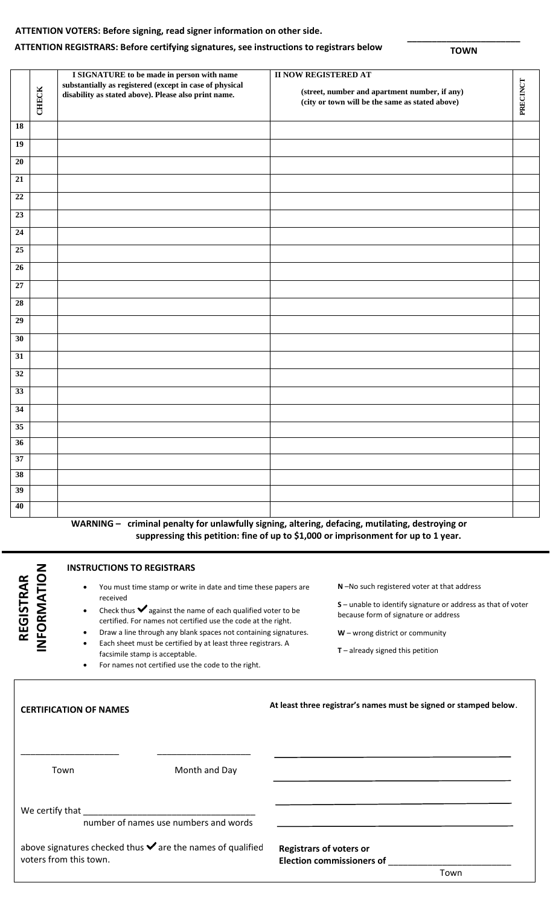**ATTENTION VOTERS: Before signing, read signer information on other side.**

**ATTENTION REGISTRARS: Before certifying signatures, see instructions to registrars below**

______________________
**TOWN**

| | CHECK | I SIGNATURE to be made in person with name substantially as registered (except in case of physical disability as stated above). Please also print name. | II NOW REGISTERED AT (street, number and apartment number, if any) (city or town will be the same as stated above) | PRECINCT |
|---|---|---|---|---|
| 18 | | | | |
| 19 | | | | |
| 20 | | | | |
| 21 | | | | |
| 22 | | | | |
| 23 | | | | |
| 24 | | | | |
| 25 | | | | |
| 26 | | | | |
| 27 | | | | |
| 28 | | | | |
| 29 | | | | |
| 30 | | | | |
| 31 | | | | |
| 32 | | | | |
| 33 | | | | |
| 34 | | | | |
| 35 | | | | |
| 36 | | | | |
| 37 | | | | |
| 38 | | | | |
| 39 | | | | |
| 40 | | | | |

**WARNING – criminal penalty for unlawfully signing, altering, defacing, mutilating, destroying or suppressing this petition: fine of up to $1,000 or imprisonment for up to 1 year.**

**REGISTRAR INFORMATION**

**INSTRUCTIONS TO REGISTRARS**

- You must time stamp or write in date and time these papers are received
- Check thus ✔ against the name of each qualified voter to be certified. For names not certified use the code at the right.
- Draw a line through any blank spaces not containing signatures.
- Each sheet must be certified by at least three registrars. A facsimile stamp is acceptable.
- For names not certified use the code to the right.

**N** –No such registered voter at that address

**S** – unable to identify signature or address as that of voter because form of signature or address

**W** – wrong district or community

**T** – already signed this petition

**CERTIFICATION OF NAMES**

**At least three registrar's names must be signed or stamped below**.

____________________ ____________________
Town Month and Day

We certify that ________________________________
number of names use numbers and words

above signatures checked thus ✔ are the names of qualified voters from this town.

______________________________________________

______________________________________________

______________________________________________

______________________________________________

**Registrars of voters or**
**Election commissioners of** ________________________
Town